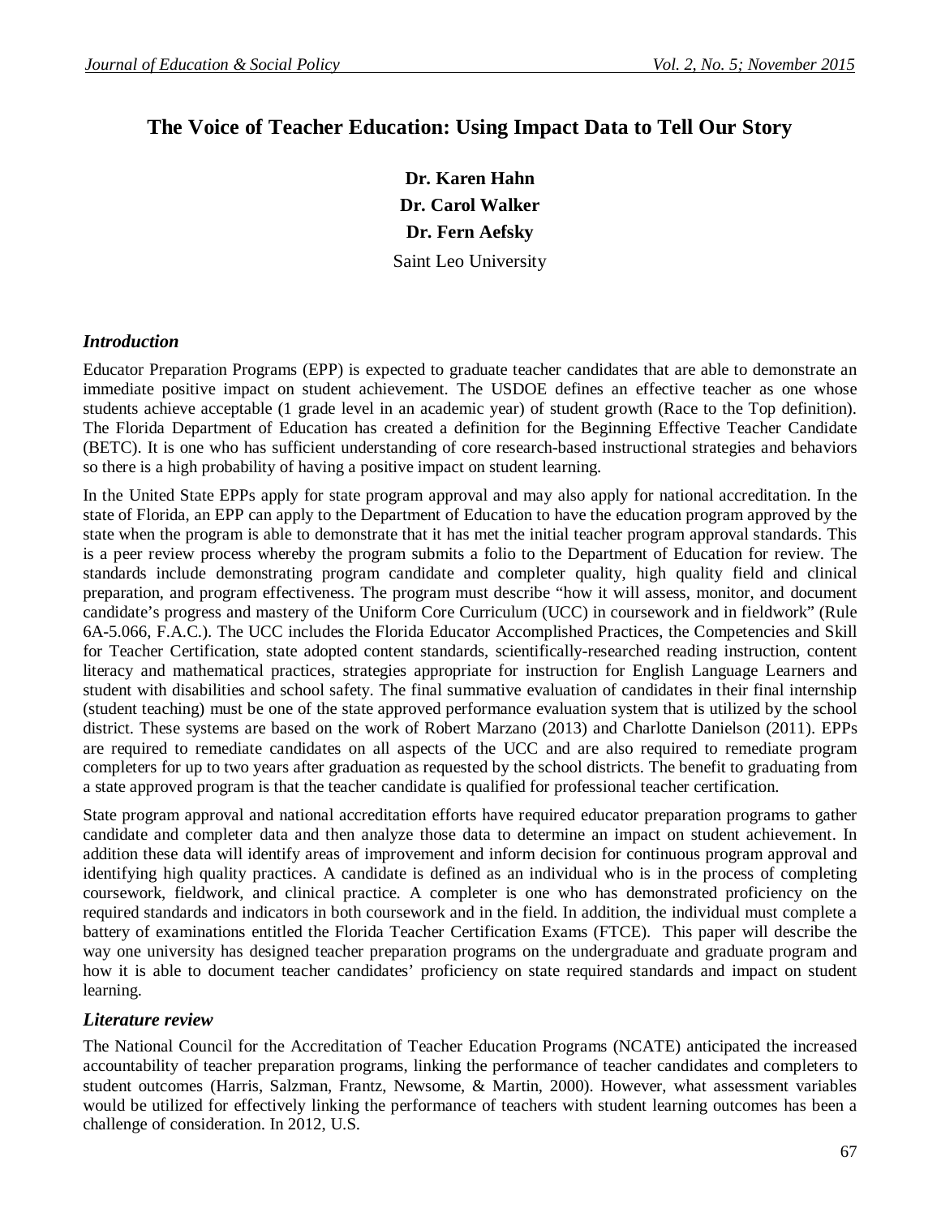# The Voice of Teacher Education: Using Impact Data to Tell Our Story

**Dr. Karen Hahn**
**Dr. Carol Walker**
**Dr. Fern Aefsky**

Saint Leo University

## *Introduction*

Educator Preparation Programs (EPP) is expected to graduate teacher candidates that are able to demonstrate an immediate positive impact on student achievement. The USDOE defines an effective teacher as one whose students achieve acceptable (1 grade level in an academic year) of student growth (Race to the Top definition). The Florida Department of Education has created a definition for the Beginning Effective Teacher Candidate (BETC). It is one who has sufficient understanding of core research-based instructional strategies and behaviors so there is a high probability of having a positive impact on student learning.

In the United State EPPs apply for state program approval and may also apply for national accreditation. In the state of Florida, an EPP can apply to the Department of Education to have the education program approved by the state when the program is able to demonstrate that it has met the initial teacher program approval standards. This is a peer review process whereby the program submits a folio to the Department of Education for review. The standards include demonstrating program candidate and completer quality, high quality field and clinical preparation, and program effectiveness. The program must describe "how it will assess, monitor, and document candidate's progress and mastery of the Uniform Core Curriculum (UCC) in coursework and in fieldwork" (Rule 6A-5.066, F.A.C.). The UCC includes the Florida Educator Accomplished Practices, the Competencies and Skill for Teacher Certification, state adopted content standards, scientifically-researched reading instruction, content literacy and mathematical practices, strategies appropriate for instruction for English Language Learners and student with disabilities and school safety. The final summative evaluation of candidates in their final internship (student teaching) must be one of the state approved performance evaluation system that is utilized by the school district. These systems are based on the work of Robert Marzano (2013) and Charlotte Danielson (2011). EPPs are required to remediate candidates on all aspects of the UCC and are also required to remediate program completers for up to two years after graduation as requested by the school districts. The benefit to graduating from a state approved program is that the teacher candidate is qualified for professional teacher certification.

State program approval and national accreditation efforts have required educator preparation programs to gather candidate and completer data and then analyze those data to determine an impact on student achievement. In addition these data will identify areas of improvement and inform decision for continuous program approval and identifying high quality practices. A candidate is defined as an individual who is in the process of completing coursework, fieldwork, and clinical practice. A completer is one who has demonstrated proficiency on the required standards and indicators in both coursework and in the field. In addition, the individual must complete a battery of examinations entitled the Florida Teacher Certification Exams (FTCE). This paper will describe the way one university has designed teacher preparation programs on the undergraduate and graduate program and how it is able to document teacher candidates' proficiency on state required standards and impact on student learning.

## *Literature review*

The National Council for the Accreditation of Teacher Education Programs (NCATE) anticipated the increased accountability of teacher preparation programs, linking the performance of teacher candidates and completers to student outcomes (Harris, Salzman, Frantz, Newsome, & Martin, 2000). However, what assessment variables would be utilized for effectively linking the performance of teachers with student learning outcomes has been a challenge of consideration. In 2012, U.S.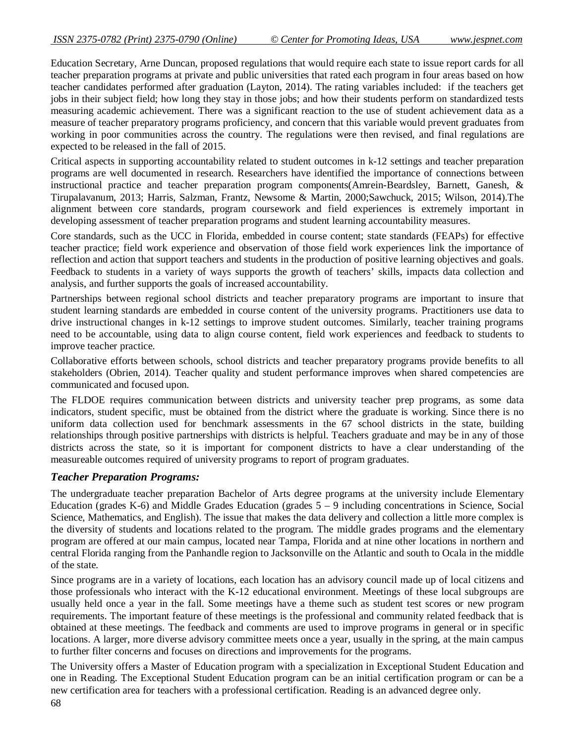Education Secretary, Arne Duncan, proposed regulations that would require each state to issue report cards for all teacher preparation programs at private and public universities that rated each program in four areas based on how teacher candidates performed after graduation (Layton, 2014). The rating variables included: if the teachers get jobs in their subject field; how long they stay in those jobs; and how their students perform on standardized tests measuring academic achievement. There was a significant reaction to the use of student achievement data as a measure of teacher preparatory programs proficiency, and concern that this variable would prevent graduates from working in poor communities across the country. The regulations were then revised, and final regulations are expected to be released in the fall of 2015.

Critical aspects in supporting accountability related to student outcomes in k-12 settings and teacher preparation programs are well documented in research. Researchers have identified the importance of connections between instructional practice and teacher preparation program components(Amrein-Beardsley, Barnett, Ganesh, & Tirupalavanum, 2013; Harris, Salzman, Frantz, Newsome & Martin, 2000;Sawchuck, 2015; Wilson, 2014).The alignment between core standards, program coursework and field experiences is extremely important in developing assessment of teacher preparation programs and student learning accountability measures.

Core standards, such as the UCC in Florida, embedded in course content; state standards (FEAPs) for effective teacher practice; field work experience and observation of those field work experiences link the importance of reflection and action that support teachers and students in the production of positive learning objectives and goals. Feedback to students in a variety of ways supports the growth of teachers' skills, impacts data collection and analysis, and further supports the goals of increased accountability.

Partnerships between regional school districts and teacher preparatory programs are important to insure that student learning standards are embedded in course content of the university programs. Practitioners use data to drive instructional changes in k-12 settings to improve student outcomes. Similarly, teacher training programs need to be accountable, using data to align course content, field work experiences and feedback to students to improve teacher practice.

Collaborative efforts between schools, school districts and teacher preparatory programs provide benefits to all stakeholders (Obrien, 2014). Teacher quality and student performance improves when shared competencies are communicated and focused upon.

The FLDOE requires communication between districts and university teacher prep programs, as some data indicators, student specific, must be obtained from the district where the graduate is working. Since there is no uniform data collection used for benchmark assessments in the 67 school districts in the state, building relationships through positive partnerships with districts is helpful. Teachers graduate and may be in any of those districts across the state, so it is important for component districts to have a clear understanding of the measureable outcomes required of university programs to report of program graduates.

### *Teacher Preparation Programs:*

The undergraduate teacher preparation Bachelor of Arts degree programs at the university include Elementary Education (grades K-6) and Middle Grades Education (grades 5 – 9 including concentrations in Science, Social Science, Mathematics, and English). The issue that makes the data delivery and collection a little more complex is the diversity of students and locations related to the program. The middle grades programs and the elementary program are offered at our main campus, located near Tampa, Florida and at nine other locations in northern and central Florida ranging from the Panhandle region to Jacksonville on the Atlantic and south to Ocala in the middle of the state.

Since programs are in a variety of locations, each location has an advisory council made up of local citizens and those professionals who interact with the K-12 educational environment. Meetings of these local subgroups are usually held once a year in the fall. Some meetings have a theme such as student test scores or new program requirements. The important feature of these meetings is the professional and community related feedback that is obtained at these meetings. The feedback and comments are used to improve programs in general or in specific locations. A larger, more diverse advisory committee meets once a year, usually in the spring, at the main campus to further filter concerns and focuses on directions and improvements for the programs.

The University offers a Master of Education program with a specialization in Exceptional Student Education and one in Reading. The Exceptional Student Education program can be an initial certification program or can be a new certification area for teachers with a professional certification. Reading is an advanced degree only.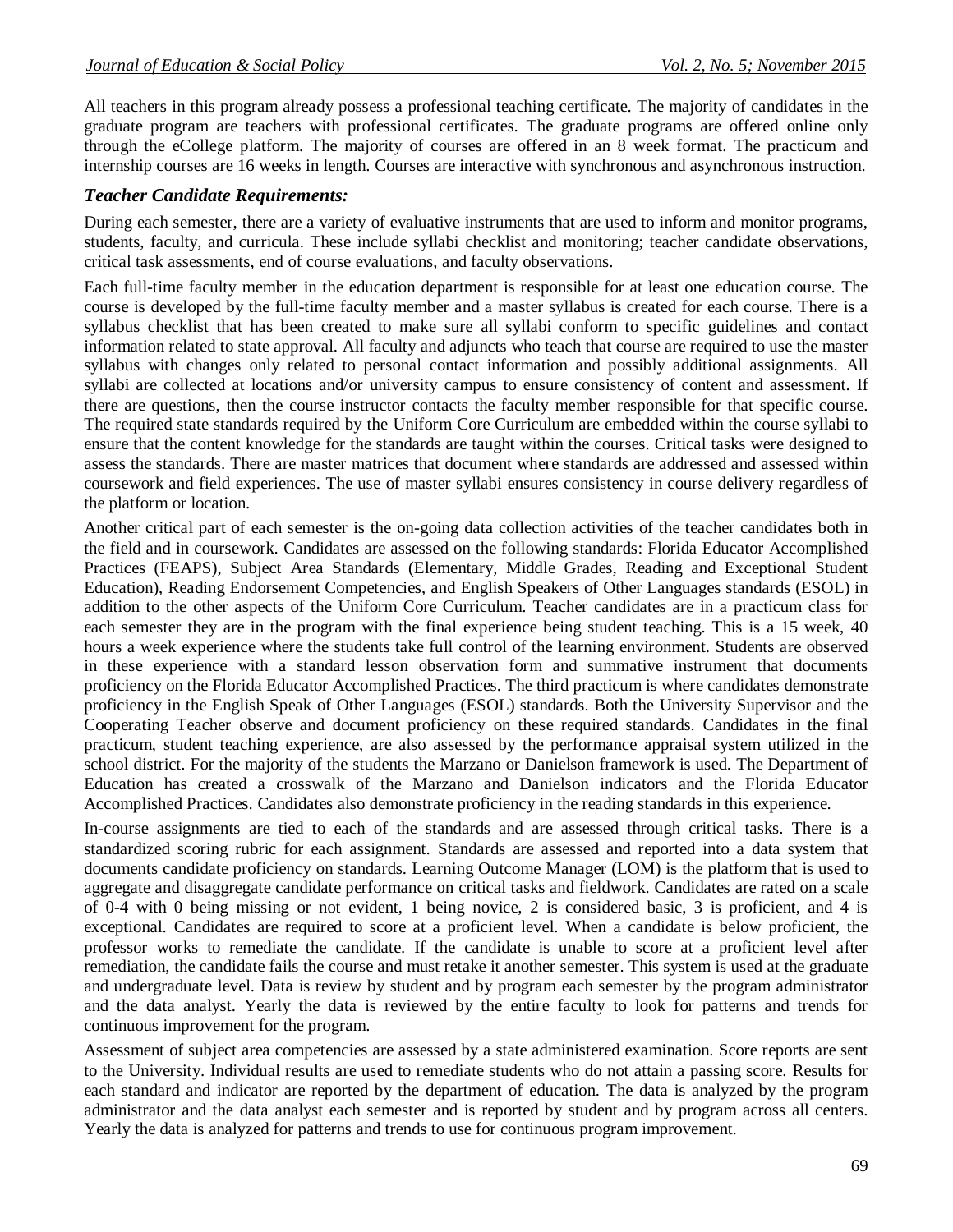All teachers in this program already possess a professional teaching certificate. The majority of candidates in the graduate program are teachers with professional certificates. The graduate programs are offered online only through the eCollege platform. The majority of courses are offered in an 8 week format. The practicum and internship courses are 16 weeks in length. Courses are interactive with synchronous and asynchronous instruction.

### *Teacher Candidate Requirements:*

During each semester, there are a variety of evaluative instruments that are used to inform and monitor programs, students, faculty, and curricula. These include syllabi checklist and monitoring; teacher candidate observations, critical task assessments, end of course evaluations, and faculty observations.

Each full-time faculty member in the education department is responsible for at least one education course. The course is developed by the full-time faculty member and a master syllabus is created for each course. There is a syllabus checklist that has been created to make sure all syllabi conform to specific guidelines and contact information related to state approval. All faculty and adjuncts who teach that course are required to use the master syllabus with changes only related to personal contact information and possibly additional assignments. All syllabi are collected at locations and/or university campus to ensure consistency of content and assessment. If there are questions, then the course instructor contacts the faculty member responsible for that specific course. The required state standards required by the Uniform Core Curriculum are embedded within the course syllabi to ensure that the content knowledge for the standards are taught within the courses. Critical tasks were designed to assess the standards. There are master matrices that document where standards are addressed and assessed within coursework and field experiences. The use of master syllabi ensures consistency in course delivery regardless of the platform or location.

Another critical part of each semester is the on-going data collection activities of the teacher candidates both in the field and in coursework. Candidates are assessed on the following standards: Florida Educator Accomplished Practices (FEAPS), Subject Area Standards (Elementary, Middle Grades, Reading and Exceptional Student Education), Reading Endorsement Competencies, and English Speakers of Other Languages standards (ESOL) in addition to the other aspects of the Uniform Core Curriculum. Teacher candidates are in a practicum class for each semester they are in the program with the final experience being student teaching. This is a 15 week, 40 hours a week experience where the students take full control of the learning environment. Students are observed in these experience with a standard lesson observation form and summative instrument that documents proficiency on the Florida Educator Accomplished Practices. The third practicum is where candidates demonstrate proficiency in the English Speak of Other Languages (ESOL) standards. Both the University Supervisor and the Cooperating Teacher observe and document proficiency on these required standards. Candidates in the final practicum, student teaching experience, are also assessed by the performance appraisal system utilized in the school district. For the majority of the students the Marzano or Danielson framework is used. The Department of Education has created a crosswalk of the Marzano and Danielson indicators and the Florida Educator Accomplished Practices. Candidates also demonstrate proficiency in the reading standards in this experience.

In-course assignments are tied to each of the standards and are assessed through critical tasks. There is a standardized scoring rubric for each assignment. Standards are assessed and reported into a data system that documents candidate proficiency on standards. Learning Outcome Manager (LOM) is the platform that is used to aggregate and disaggregate candidate performance on critical tasks and fieldwork. Candidates are rated on a scale of 0-4 with 0 being missing or not evident, 1 being novice, 2 is considered basic, 3 is proficient, and 4 is exceptional. Candidates are required to score at a proficient level. When a candidate is below proficient, the professor works to remediate the candidate. If the candidate is unable to score at a proficient level after remediation, the candidate fails the course and must retake it another semester. This system is used at the graduate and undergraduate level. Data is review by student and by program each semester by the program administrator and the data analyst. Yearly the data is reviewed by the entire faculty to look for patterns and trends for continuous improvement for the program.

Assessment of subject area competencies are assessed by a state administered examination. Score reports are sent to the University. Individual results are used to remediate students who do not attain a passing score. Results for each standard and indicator are reported by the department of education. The data is analyzed by the program administrator and the data analyst each semester and is reported by student and by program across all centers. Yearly the data is analyzed for patterns and trends to use for continuous program improvement.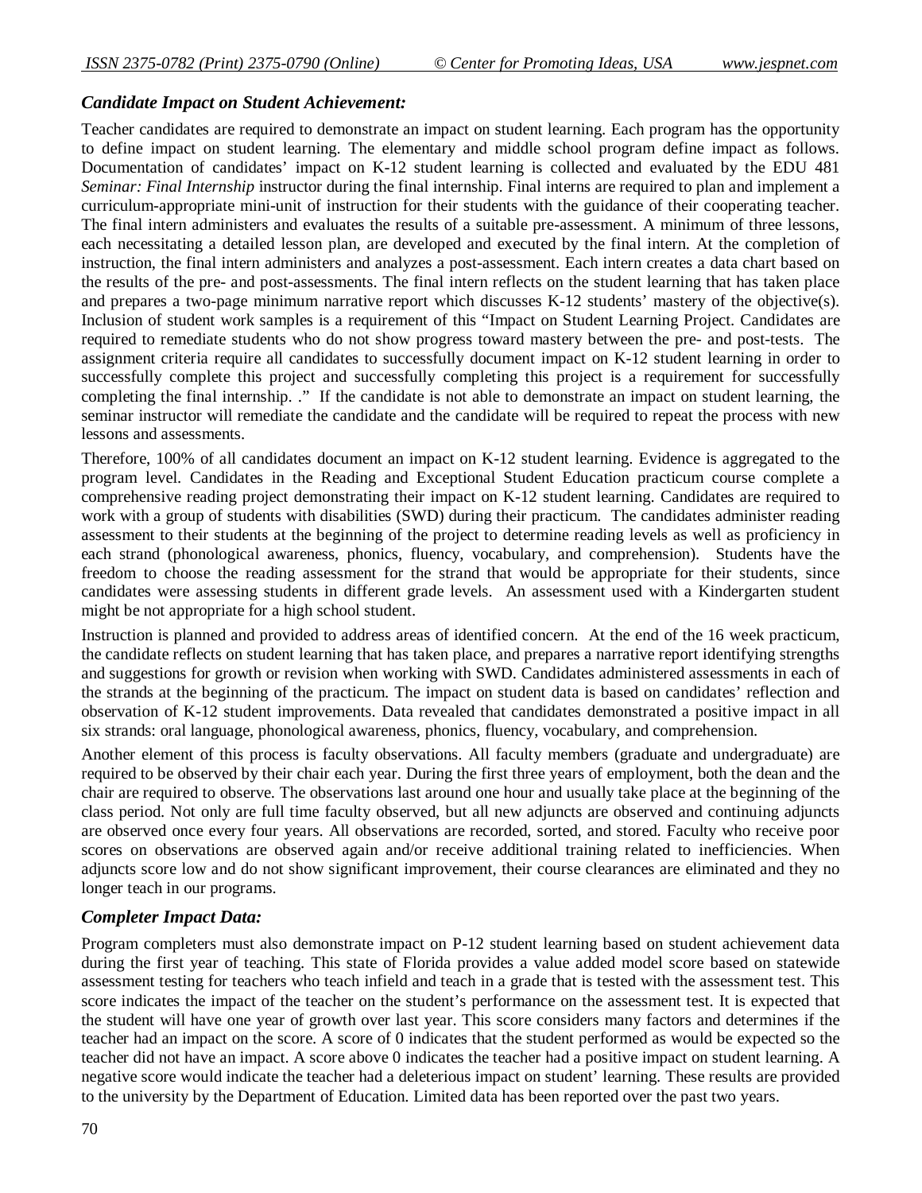### *Candidate Impact on Student Achievement:*

Teacher candidates are required to demonstrate an impact on student learning. Each program has the opportunity to define impact on student learning. The elementary and middle school program define impact as follows. Documentation of candidates' impact on K-12 student learning is collected and evaluated by the EDU 481 *Seminar: Final Internship* instructor during the final internship. Final interns are required to plan and implement a curriculum-appropriate mini-unit of instruction for their students with the guidance of their cooperating teacher. The final intern administers and evaluates the results of a suitable pre-assessment. A minimum of three lessons, each necessitating a detailed lesson plan, are developed and executed by the final intern. At the completion of instruction, the final intern administers and analyzes a post-assessment. Each intern creates a data chart based on the results of the pre- and post-assessments. The final intern reflects on the student learning that has taken place and prepares a two-page minimum narrative report which discusses K-12 students' mastery of the objective(s). Inclusion of student work samples is a requirement of this "Impact on Student Learning Project. Candidates are required to remediate students who do not show progress toward mastery between the pre- and post-tests. The assignment criteria require all candidates to successfully document impact on K-12 student learning in order to successfully complete this project and successfully completing this project is a requirement for successfully completing the final internship. ." If the candidate is not able to demonstrate an impact on student learning, the seminar instructor will remediate the candidate and the candidate will be required to repeat the process with new lessons and assessments.

Therefore, 100% of all candidates document an impact on K-12 student learning. Evidence is aggregated to the program level. Candidates in the Reading and Exceptional Student Education practicum course complete a comprehensive reading project demonstrating their impact on K-12 student learning. Candidates are required to work with a group of students with disabilities (SWD) during their practicum. The candidates administer reading assessment to their students at the beginning of the project to determine reading levels as well as proficiency in each strand (phonological awareness, phonics, fluency, vocabulary, and comprehension). Students have the freedom to choose the reading assessment for the strand that would be appropriate for their students, since candidates were assessing students in different grade levels. An assessment used with a Kindergarten student might be not appropriate for a high school student.

Instruction is planned and provided to address areas of identified concern. At the end of the 16 week practicum, the candidate reflects on student learning that has taken place, and prepares a narrative report identifying strengths and suggestions for growth or revision when working with SWD. Candidates administered assessments in each of the strands at the beginning of the practicum. The impact on student data is based on candidates' reflection and observation of K-12 student improvements. Data revealed that candidates demonstrated a positive impact in all six strands: oral language, phonological awareness, phonics, fluency, vocabulary, and comprehension.

Another element of this process is faculty observations. All faculty members (graduate and undergraduate) are required to be observed by their chair each year. During the first three years of employment, both the dean and the chair are required to observe. The observations last around one hour and usually take place at the beginning of the class period. Not only are full time faculty observed, but all new adjuncts are observed and continuing adjuncts are observed once every four years. All observations are recorded, sorted, and stored. Faculty who receive poor scores on observations are observed again and/or receive additional training related to inefficiencies. When adjuncts score low and do not show significant improvement, their course clearances are eliminated and they no longer teach in our programs.

### *Completer Impact Data:*

Program completers must also demonstrate impact on P-12 student learning based on student achievement data during the first year of teaching. This state of Florida provides a value added model score based on statewide assessment testing for teachers who teach infield and teach in a grade that is tested with the assessment test. This score indicates the impact of the teacher on the student's performance on the assessment test. It is expected that the student will have one year of growth over last year. This score considers many factors and determines if the teacher had an impact on the score. A score of 0 indicates that the student performed as would be expected so the teacher did not have an impact. A score above 0 indicates the teacher had a positive impact on student learning. A negative score would indicate the teacher had a deleterious impact on student' learning. These results are provided to the university by the Department of Education. Limited data has been reported over the past two years.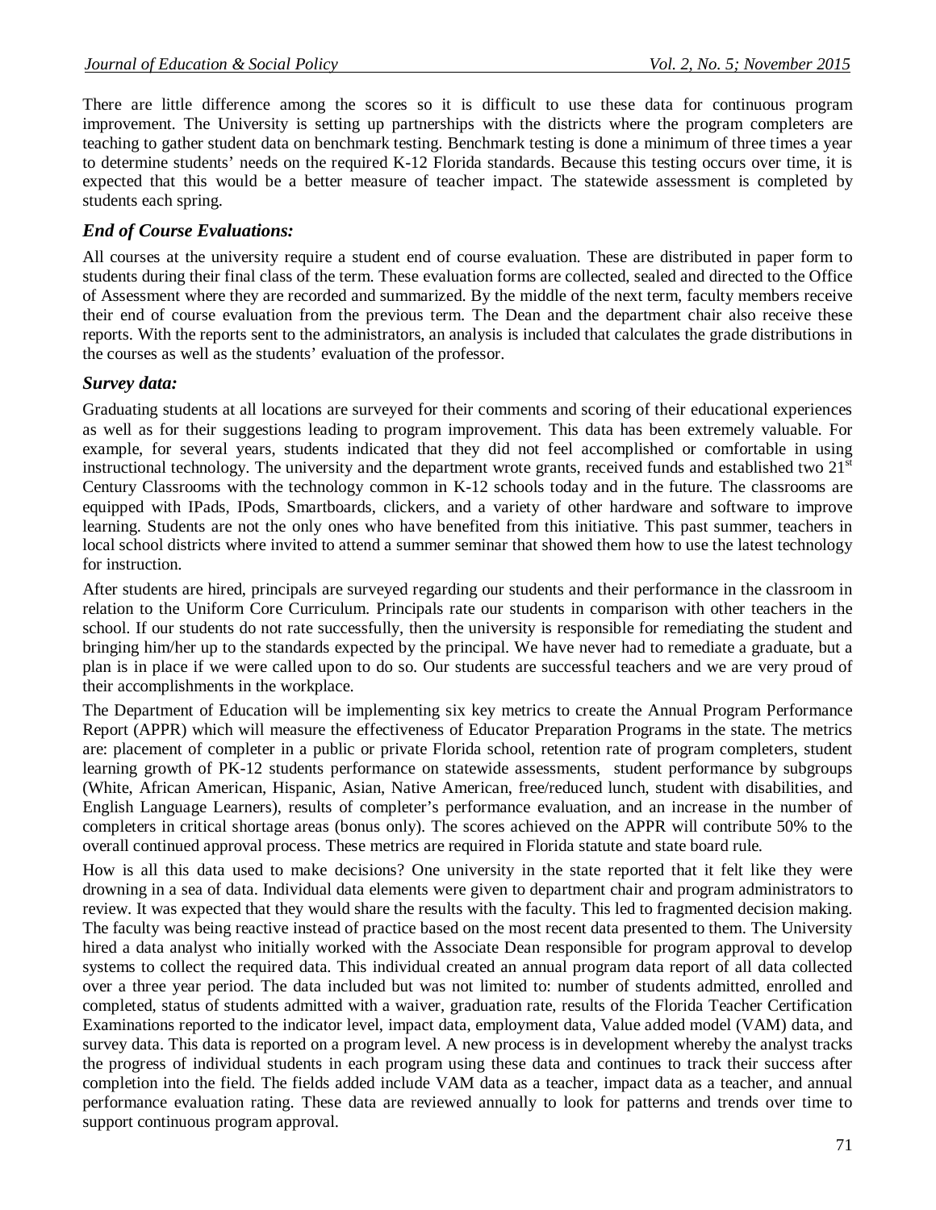There are little difference among the scores so it is difficult to use these data for continuous program improvement. The University is setting up partnerships with the districts where the program completers are teaching to gather student data on benchmark testing. Benchmark testing is done a minimum of three times a year to determine students' needs on the required K-12 Florida standards. Because this testing occurs over time, it is expected that this would be a better measure of teacher impact. The statewide assessment is completed by students each spring.

### *End of Course Evaluations:*

All courses at the university require a student end of course evaluation. These are distributed in paper form to students during their final class of the term. These evaluation forms are collected, sealed and directed to the Office of Assessment where they are recorded and summarized. By the middle of the next term, faculty members receive their end of course evaluation from the previous term. The Dean and the department chair also receive these reports. With the reports sent to the administrators, an analysis is included that calculates the grade distributions in the courses as well as the students' evaluation of the professor.

### *Survey data:*

Graduating students at all locations are surveyed for their comments and scoring of their educational experiences as well as for their suggestions leading to program improvement. This data has been extremely valuable. For example, for several years, students indicated that they did not feel accomplished or comfortable in using instructional technology. The university and the department wrote grants, received funds and established two 21st Century Classrooms with the technology common in K-12 schools today and in the future. The classrooms are equipped with IPads, IPods, Smartboards, clickers, and a variety of other hardware and software to improve learning. Students are not the only ones who have benefited from this initiative. This past summer, teachers in local school districts where invited to attend a summer seminar that showed them how to use the latest technology for instruction.

After students are hired, principals are surveyed regarding our students and their performance in the classroom in relation to the Uniform Core Curriculum. Principals rate our students in comparison with other teachers in the school. If our students do not rate successfully, then the university is responsible for remediating the student and bringing him/her up to the standards expected by the principal. We have never had to remediate a graduate, but a plan is in place if we were called upon to do so. Our students are successful teachers and we are very proud of their accomplishments in the workplace.

The Department of Education will be implementing six key metrics to create the Annual Program Performance Report (APPR) which will measure the effectiveness of Educator Preparation Programs in the state. The metrics are: placement of completer in a public or private Florida school, retention rate of program completers, student learning growth of PK-12 students performance on statewide assessments, student performance by subgroups (White, African American, Hispanic, Asian, Native American, free/reduced lunch, student with disabilities, and English Language Learners), results of completer's performance evaluation, and an increase in the number of completers in critical shortage areas (bonus only). The scores achieved on the APPR will contribute 50% to the overall continued approval process. These metrics are required in Florida statute and state board rule.

How is all this data used to make decisions? One university in the state reported that it felt like they were drowning in a sea of data. Individual data elements were given to department chair and program administrators to review. It was expected that they would share the results with the faculty. This led to fragmented decision making. The faculty was being reactive instead of practice based on the most recent data presented to them. The University hired a data analyst who initially worked with the Associate Dean responsible for program approval to develop systems to collect the required data. This individual created an annual program data report of all data collected over a three year period. The data included but was not limited to: number of students admitted, enrolled and completed, status of students admitted with a waiver, graduation rate, results of the Florida Teacher Certification Examinations reported to the indicator level, impact data, employment data, Value added model (VAM) data, and survey data. This data is reported on a program level. A new process is in development whereby the analyst tracks the progress of individual students in each program using these data and continues to track their success after completion into the field. The fields added include VAM data as a teacher, impact data as a teacher, and annual performance evaluation rating. These data are reviewed annually to look for patterns and trends over time to support continuous program approval.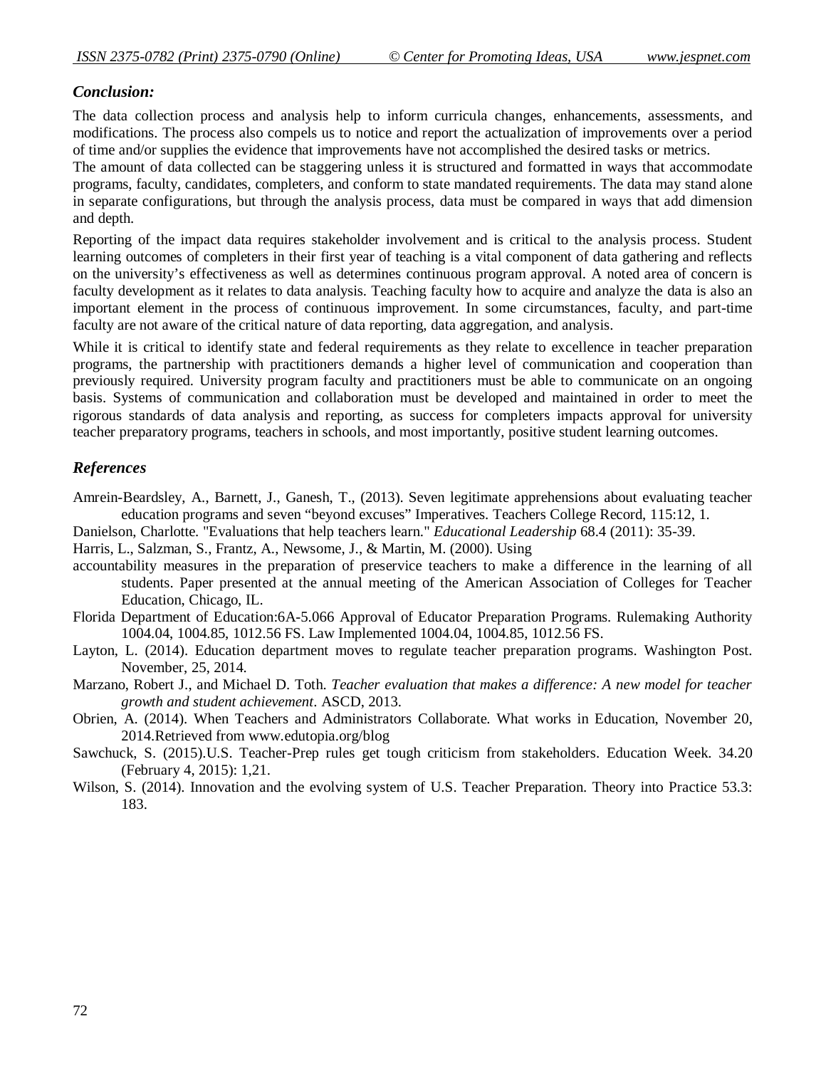### *Conclusion:*

The data collection process and analysis help to inform curricula changes, enhancements, assessments, and modifications. The process also compels us to notice and report the actualization of improvements over a period of time and/or supplies the evidence that improvements have not accomplished the desired tasks or metrics.

The amount of data collected can be staggering unless it is structured and formatted in ways that accommodate programs, faculty, candidates, completers, and conform to state mandated requirements. The data may stand alone in separate configurations, but through the analysis process, data must be compared in ways that add dimension and depth.

Reporting of the impact data requires stakeholder involvement and is critical to the analysis process. Student learning outcomes of completers in their first year of teaching is a vital component of data gathering and reflects on the university's effectiveness as well as determines continuous program approval. A noted area of concern is faculty development as it relates to data analysis. Teaching faculty how to acquire and analyze the data is also an important element in the process of continuous improvement. In some circumstances, faculty, and part-time faculty are not aware of the critical nature of data reporting, data aggregation, and analysis.

While it is critical to identify state and federal requirements as they relate to excellence in teacher preparation programs, the partnership with practitioners demands a higher level of communication and cooperation than previously required. University program faculty and practitioners must be able to communicate on an ongoing basis. Systems of communication and collaboration must be developed and maintained in order to meet the rigorous standards of data analysis and reporting, as success for completers impacts approval for university teacher preparatory programs, teachers in schools, and most importantly, positive student learning outcomes.

### *References*

Amrein-Beardsley, A., Barnett, J., Ganesh, T., (2013). Seven legitimate apprehensions about evaluating teacher education programs and seven "beyond excuses" Imperatives. Teachers College Record, 115:12, 1.

Danielson, Charlotte. "Evaluations that help teachers learn." *Educational Leadership* 68.4 (2011): 35-39.

Harris, L., Salzman, S., Frantz, A., Newsome, J., & Martin, M. (2000). Using accountability measures in the preparation of preservice teachers to make a difference in the learning of all students. Paper presented at the annual meeting of the American Association of Colleges for Teacher Education, Chicago, IL.

Florida Department of Education:6A-5.066 Approval of Educator Preparation Programs. Rulemaking Authority 1004.04, 1004.85, 1012.56 FS. Law Implemented 1004.04, 1004.85, 1012.56 FS.

Layton, L. (2014). Education department moves to regulate teacher preparation programs. Washington Post. November, 25, 2014.

Marzano, Robert J., and Michael D. Toth. *Teacher evaluation that makes a difference: A new model for teacher growth and student achievement*. ASCD, 2013.

Obrien, A. (2014). When Teachers and Administrators Collaborate. What works in Education, November 20, 2014.Retrieved from www.edutopia.org/blog

Sawchuck, S. (2015).U.S. Teacher-Prep rules get tough criticism from stakeholders. Education Week. 34.20 (February 4, 2015): 1,21.

Wilson, S. (2014). Innovation and the evolving system of U.S. Teacher Preparation. Theory into Practice 53.3: 183.